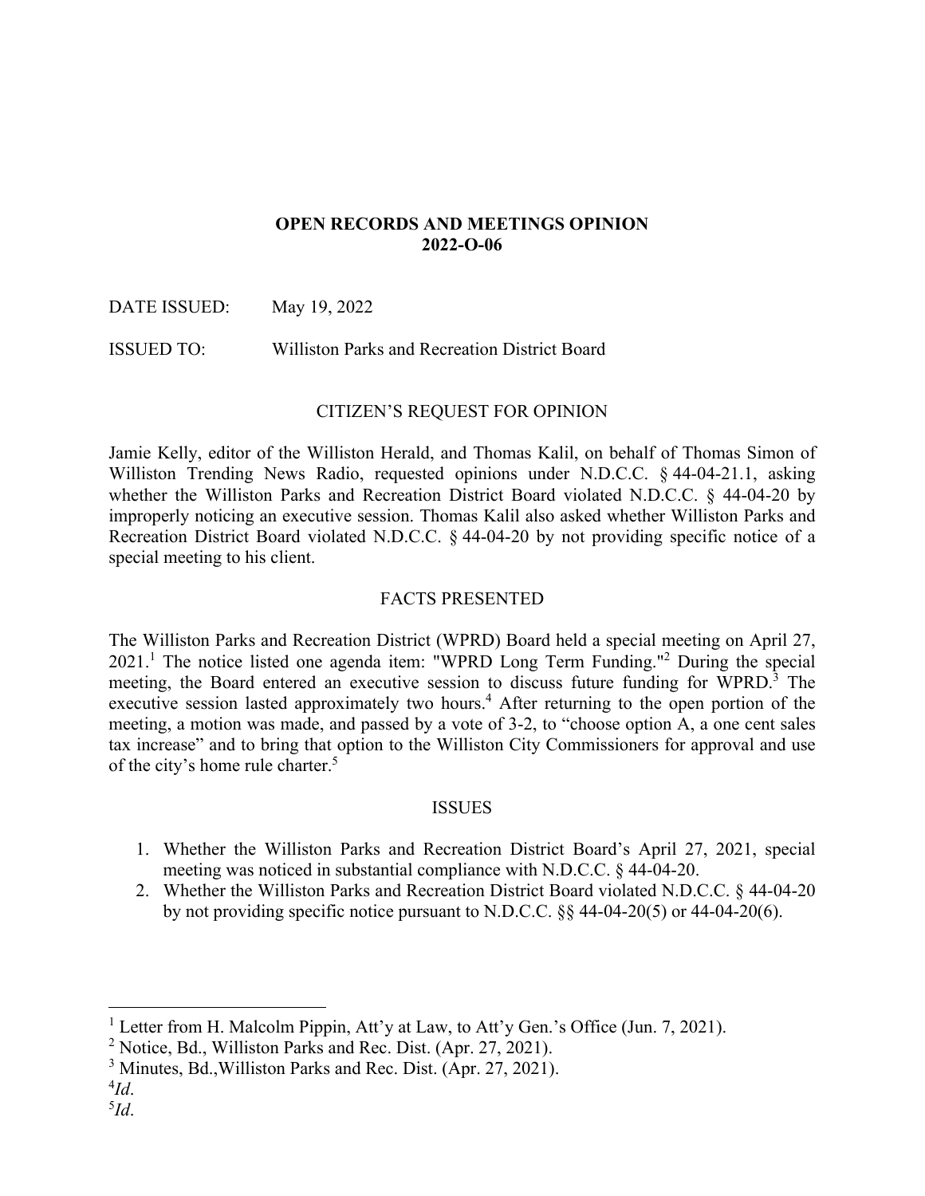# OPEN RECORDS AND MEETINGS OPINION
# 2022-O-06

DATE ISSUED: May 19, 2022

ISSUED TO: Williston Parks and Recreation District Board

## CITIZEN'S REQUEST FOR OPINION

Jamie Kelly, editor of the Williston Herald, and Thomas Kalil, on behalf of Thomas Simon of Williston Trending News Radio, requested opinions under N.D.C.C. § 44-04-21.1, asking whether the Williston Parks and Recreation District Board violated N.D.C.C. § 44-04-20 by improperly noticing an executive session. Thomas Kalil also asked whether Williston Parks and Recreation District Board violated N.D.C.C. § 44-04-20 by not providing specific notice of a special meeting to his client.

## FACTS PRESENTED

The Williston Parks and Recreation District (WPRD) Board held a special meeting on April 27, 2021.[1] The notice listed one agenda item: "WPRD Long Term Funding."[2] During the special meeting, the Board entered an executive session to discuss future funding for WPRD.[3] The executive session lasted approximately two hours.[4] After returning to the open portion of the meeting, a motion was made, and passed by a vote of 3-2, to "choose option A, a one cent sales tax increase" and to bring that option to the Williston City Commissioners for approval and use of the city's home rule charter.[5]

## ISSUES

1. Whether the Williston Parks and Recreation District Board's April 27, 2021, special meeting was noticed in substantial compliance with N.D.C.C. § 44-04-20.
2. Whether the Williston Parks and Recreation District Board violated N.D.C.C. § 44-04-20 by not providing specific notice pursuant to N.D.C.C. §§ 44-04-20(5) or 44-04-20(6).

---

[1] Letter from H. Malcolm Pippin, Att'y at Law, to Att'y Gen.'s Office (Jun. 7, 2021).

[2] Notice, Bd., Williston Parks and Rec. Dist. (Apr. 27, 2021).

[3] Minutes, Bd.,Williston Parks and Rec. Dist. (Apr. 27, 2021).

[4] *Id*.

[5] *Id*.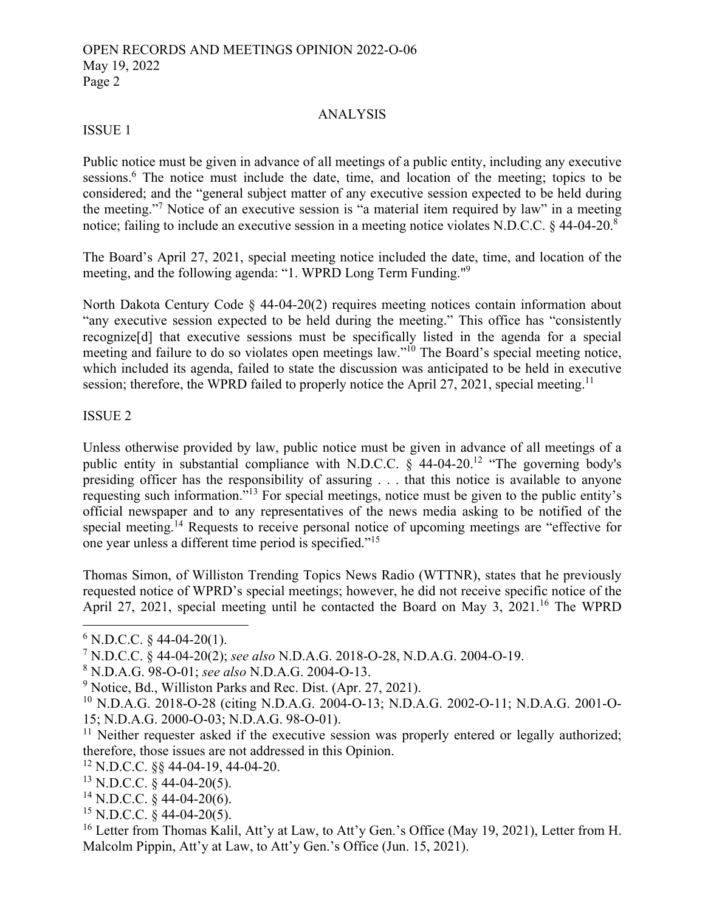## ANALYSIS

### ISSUE 1

Public notice must be given in advance of all meetings of a public entity, including any executive sessions.[6] The notice must include the date, time, and location of the meeting; topics to be considered; and the "general subject matter of any executive session expected to be held during the meeting."[7] Notice of an executive session is "a material item required by law" in a meeting notice; failing to include an executive session in a meeting notice violates N.D.C.C. § 44-04-20.[8]

The Board's April 27, 2021, special meeting notice included the date, time, and location of the meeting, and the following agenda: "1. WPRD Long Term Funding."[9]

North Dakota Century Code § 44-04-20(2) requires meeting notices contain information about "any executive session expected to be held during the meeting." This office has "consistently recognize[d] that executive sessions must be specifically listed in the agenda for a special meeting and failure to do so violates open meetings law."[10] The Board's special meeting notice, which included its agenda, failed to state the discussion was anticipated to be held in executive session; therefore, the WPRD failed to properly notice the April 27, 2021, special meeting.[11]

### ISSUE 2

Unless otherwise provided by law, public notice must be given in advance of all meetings of a public entity in substantial compliance with N.D.C.C. § 44-04-20.[12] "The governing body's presiding officer has the responsibility of assuring . . . that this notice is available to anyone requesting such information."[13] For special meetings, notice must be given to the public entity's official newspaper and to any representatives of the news media asking to be notified of the special meeting.[14] Requests to receive personal notice of upcoming meetings are "effective for one year unless a different time period is specified."[15]

Thomas Simon, of Williston Trending Topics News Radio (WTTNR), states that he previously requested notice of WPRD's special meetings; however, he did not receive specific notice of the April 27, 2021, special meeting until he contacted the Board on May 3, 2021.[16] The WPRD

---

[6] N.D.C.C. § 44-04-20(1).

[7] N.D.C.C. § 44-04-20(2); *see also* N.D.A.G. 2018-O-28, N.D.A.G. 2004-O-19.

[8] N.D.A.G. 98-O-01; *see also* N.D.A.G. 2004-O-13.

[9] Notice, Bd., Williston Parks and Rec. Dist. (Apr. 27, 2021).

[10] N.D.A.G. 2018-O-28 (citing N.D.A.G. 2004-O-13; N.D.A.G. 2002-O-11; N.D.A.G. 2001-O-15; N.D.A.G. 2000-O-03; N.D.A.G. 98-O-01).

[11] Neither requester asked if the executive session was properly entered or legally authorized; therefore, those issues are not addressed in this Opinion.

[12] N.D.C.C. §§ 44-04-19, 44-04-20.

[13] N.D.C.C. § 44-04-20(5).

[14] N.D.C.C. § 44-04-20(6).

[15] N.D.C.C. § 44-04-20(5).

[16] Letter from Thomas Kalil, Att'y at Law, to Att'y Gen.'s Office (May 19, 2021), Letter from H. Malcolm Pippin, Att'y at Law, to Att'y Gen.'s Office (Jun. 15, 2021).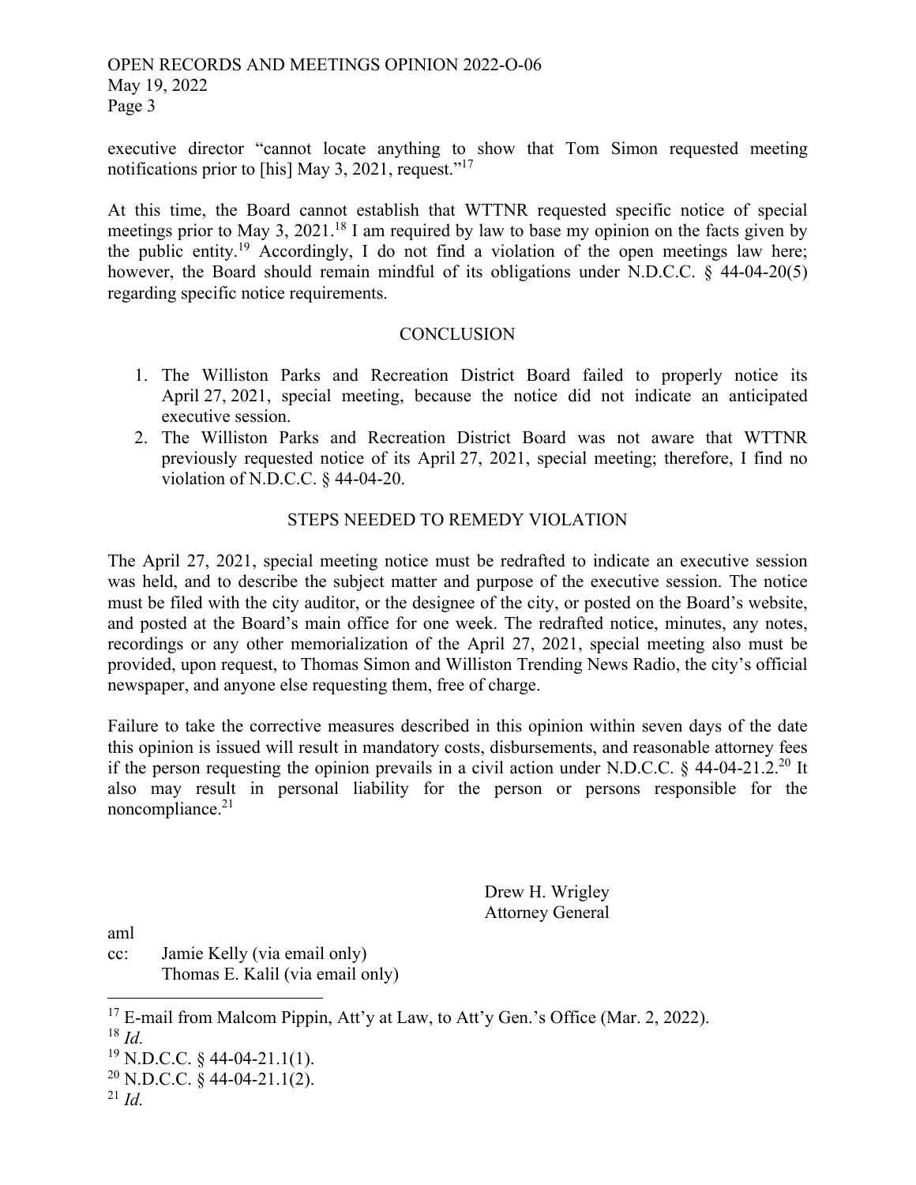executive director "cannot locate anything to show that Tom Simon requested meeting notifications prior to [his] May 3, 2021, request."[17]

At this time, the Board cannot establish that WTTNR requested specific notice of special meetings prior to May 3, 2021.[18] I am required by law to base my opinion on the facts given by the public entity.[19] Accordingly, I do not find a violation of the open meetings law here; however, the Board should remain mindful of its obligations under N.D.C.C. § 44-04-20(5) regarding specific notice requirements.

## CONCLUSION

1. The Williston Parks and Recreation District Board failed to properly notice its April 27, 2021, special meeting, because the notice did not indicate an anticipated executive session.
2. The Williston Parks and Recreation District Board was not aware that WTTNR previously requested notice of its April 27, 2021, special meeting; therefore, I find no violation of N.D.C.C. § 44-04-20.

## STEPS NEEDED TO REMEDY VIOLATION

The April 27, 2021, special meeting notice must be redrafted to indicate an executive session was held, and to describe the subject matter and purpose of the executive session. The notice must be filed with the city auditor, or the designee of the city, or posted on the Board's website, and posted at the Board's main office for one week. The redrafted notice, minutes, any notes, recordings or any other memorialization of the April 27, 2021, special meeting also must be provided, upon request, to Thomas Simon and Williston Trending News Radio, the city's official newspaper, and anyone else requesting them, free of charge.

Failure to take the corrective measures described in this opinion within seven days of the date this opinion is issued will result in mandatory costs, disbursements, and reasonable attorney fees if the person requesting the opinion prevails in a civil action under N.D.C.C. § 44-04-21.2.[20] It also may result in personal liability for the person or persons responsible for the noncompliance.[21]

Drew H. Wrigley
Attorney General

aml
cc: Jamie Kelly (via email only)
Thomas E. Kalil (via email only)

---

[17] E-mail from Malcom Pippin, Att'y at Law, to Att'y Gen.'s Office (Mar. 2, 2022).
[18] *Id.*
[19] N.D.C.C. § 44-04-21.1(1).
[20] N.D.C.C. § 44-04-21.1(2).
[21] *Id.*